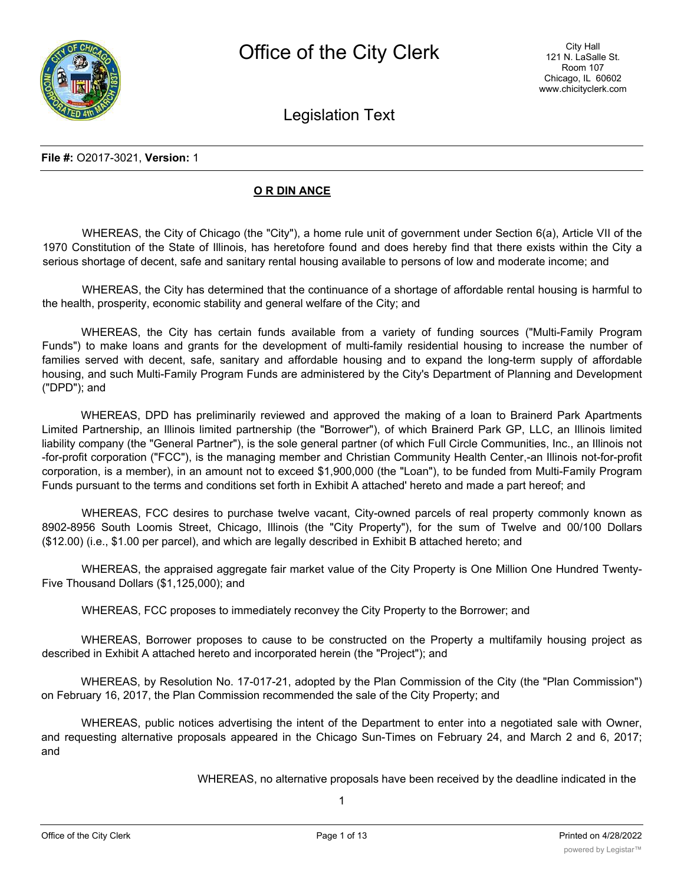**File #:** O2017-3021, **Version:** 1

**O R DIN ANCE**

WHEREAS, the City of Chicago (the "City"), a home rule unit of government under Section 6(a), Article VII of the 1970 Constitution of the State of Illinois, has heretofore found and does hereby find that there exists within the City a serious shortage of decent, safe and sanitary rental housing available to persons of low and moderate income; and

WHEREAS, the City has determined that the continuance of a shortage of affordable rental housing is harmful to the health, prosperity, economic stability and general welfare of the City; and

WHEREAS, the City has certain funds available from a variety of funding sources ("Multi-Family Program Funds") to make loans and grants for the development of multi-family residential housing to increase the number of families served with decent, safe, sanitary and affordable housing and to expand the long-term supply of affordable housing, and such Multi-Family Program Funds are administered by the City's Department of Planning and Development ("DPD"); and

WHEREAS, DPD has preliminarily reviewed and approved the making of a loan to Brainerd Park Apartments Limited Partnership, an Illinois limited partnership (the "Borrower"), of which Brainerd Park GP, LLC, an Illinois limited liability company (the "General Partner"), is the sole general partner (of which Full Circle Communities, Inc., an Illinois not -for-profit corporation ("FCC"), is the managing member and Christian Community Health Center,-an Illinois not-for-profit corporation, is a member), in an amount not to exceed $1,900,000 (the "Loan"), to be funded from Multi-Family Program Funds pursuant to the terms and conditions set forth in Exhibit A attached' hereto and made a part hereof; and

WHEREAS, FCC desires to purchase twelve vacant, City-owned parcels of real property commonly known as 8902-8956 South Loomis Street, Chicago, Illinois (the "City Property"), for the sum of Twelve and 00/100 Dollars ($12.00) (i.e., $1.00 per parcel), and which are legally described in Exhibit B attached hereto; and

WHEREAS, the appraised aggregate fair market value of the City Property is One Million One Hundred Twenty-Five Thousand Dollars ($1,125,000); and

WHEREAS, FCC proposes to immediately reconvey the City Property to the Borrower; and

WHEREAS, Borrower proposes to cause to be constructed on the Property a multifamily housing project as described in Exhibit A attached hereto and incorporated herein (the "Project"); and

WHEREAS, by Resolution No. 17-017-21, adopted by the Plan Commission of the City (the "Plan Commission") on February 16, 2017, the Plan Commission recommended the sale of the City Property; and

WHEREAS, public notices advertising the intent of the Department to enter into a negotiated sale with Owner, and requesting alternative proposals appeared in the Chicago Sun-Times on February 24, and March 2 and 6, 2017; and

WHEREAS, no alternative proposals have been received by the deadline indicated in the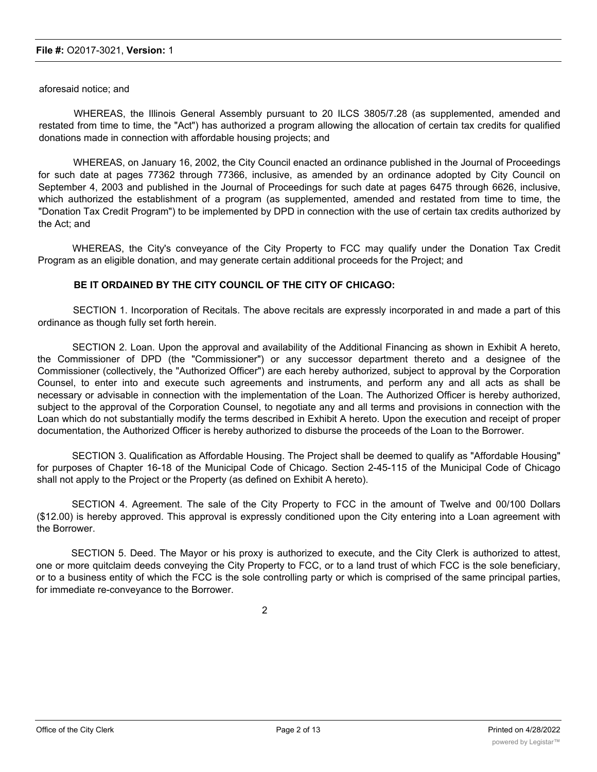aforesaid notice; and

WHEREAS, the Illinois General Assembly pursuant to 20 ILCS 3805/7.28 (as supplemented, amended and restated from time to time, the "Act") has authorized a program allowing the allocation of certain tax credits for qualified donations made in connection with affordable housing projects; and

WHEREAS, on January 16, 2002, the City Council enacted an ordinance published in the Journal of Proceedings for such date at pages 77362 through 77366, inclusive, as amended by an ordinance adopted by City Council on September 4, 2003 and published in the Journal of Proceedings for such date at pages 6475 through 6626, inclusive, which authorized the establishment of a program (as supplemented, amended and restated from time to time, the "Donation Tax Credit Program") to be implemented by DPD in connection with the use of certain tax credits authorized by the Act; and

WHEREAS, the City's conveyance of the City Property to FCC may qualify under the Donation Tax Credit Program as an eligible donation, and may generate certain additional proceeds for the Project; and

**BE IT ORDAINED BY THE CITY COUNCIL OF THE CITY OF CHICAGO:**

SECTION 1. Incorporation of Recitals. The above recitals are expressly incorporated in and made a part of this ordinance as though fully set forth herein.

SECTION 2. Loan. Upon the approval and availability of the Additional Financing as shown in Exhibit A hereto, the Commissioner of DPD (the "Commissioner") or any successor department thereto and a designee of the Commissioner (collectively, the "Authorized Officer") are each hereby authorized, subject to approval by the Corporation Counsel, to enter into and execute such agreements and instruments, and perform any and all acts as shall be necessary or advisable in connection with the implementation of the Loan. The Authorized Officer is hereby authorized, subject to the approval of the Corporation Counsel, to negotiate any and all terms and provisions in connection with the Loan which do not substantially modify the terms described in Exhibit A hereto. Upon the execution and receipt of proper documentation, the Authorized Officer is hereby authorized to disburse the proceeds of the Loan to the Borrower.

SECTION 3. Qualification as Affordable Housing. The Project shall be deemed to qualify as "Affordable Housing" for purposes of Chapter 16-18 of the Municipal Code of Chicago. Section 2-45-115 of the Municipal Code of Chicago shall not apply to the Project or the Property (as defined on Exhibit A hereto).

SECTION 4. Agreement. The sale of the City Property to FCC in the amount of Twelve and 00/100 Dollars ($12.00) is hereby approved. This approval is expressly conditioned upon the City entering into a Loan agreement with the Borrower.

SECTION 5. Deed. The Mayor or his proxy is authorized to execute, and the City Clerk is authorized to attest, one or more quitclaim deeds conveying the City Property to FCC, or to a land trust of which FCC is the sole beneficiary, or to a business entity of which the FCC is the sole controlling party or which is comprised of the same principal parties, for immediate re-conveyance to the Borrower.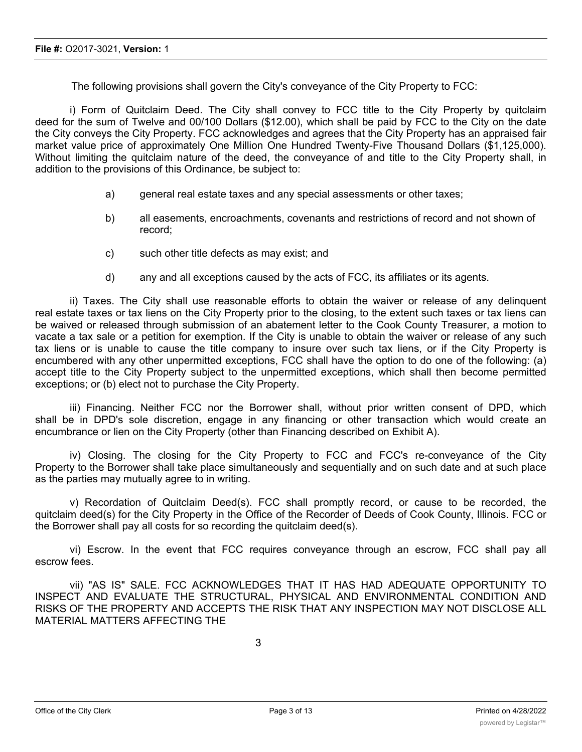The following provisions shall govern the City's conveyance of the City Property to FCC:

i) Form of Quitclaim Deed. The City shall convey to FCC title to the City Property by quitclaim deed for the sum of Twelve and 00/100 Dollars ($12.00), which shall be paid by FCC to the City on the date the City conveys the City Property. FCC acknowledges and agrees that the City Property has an appraised fair market value price of approximately One Million One Hundred Twenty-Five Thousand Dollars ($1,125,000). Without limiting the quitclaim nature of the deed, the conveyance of and title to the City Property shall, in addition to the provisions of this Ordinance, be subject to:

a) general real estate taxes and any special assessments or other taxes;

b) all easements, encroachments, covenants and restrictions of record and not shown of record;

c) such other title defects as may exist; and

d) any and all exceptions caused by the acts of FCC, its affiliates or its agents.

ii) Taxes. The City shall use reasonable efforts to obtain the waiver or release of any delinquent real estate taxes or tax liens on the City Property prior to the closing, to the extent such taxes or tax liens can be waived or released through submission of an abatement letter to the Cook County Treasurer, a motion to vacate a tax sale or a petition for exemption. If the City is unable to obtain the waiver or release of any such tax liens or is unable to cause the title company to insure over such tax liens, or if the City Property is encumbered with any other unpermitted exceptions, FCC shall have the option to do one of the following: (a) accept title to the City Property subject to the unpermitted exceptions, which shall then become permitted exceptions; or (b) elect not to purchase the City Property.

iii) Financing. Neither FCC nor the Borrower shall, without prior written consent of DPD, which shall be in DPD's sole discretion, engage in any financing or other transaction which would create an encumbrance or lien on the City Property (other than Financing described on Exhibit A).

iv) Closing. The closing for the City Property to FCC and FCC's re-conveyance of the City Property to the Borrower shall take place simultaneously and sequentially and on such date and at such place as the parties may mutually agree to in writing.

v) Recordation of Quitclaim Deed(s). FCC shall promptly record, or cause to be recorded, the quitclaim deed(s) for the City Property in the Office of the Recorder of Deeds of Cook County, Illinois. FCC or the Borrower shall pay all costs for so recording the quitclaim deed(s).

vi) Escrow. In the event that FCC requires conveyance through an escrow, FCC shall pay all escrow fees.

vii) "AS IS" SALE. FCC ACKNOWLEDGES THAT IT HAS HAD ADEQUATE OPPORTUNITY TO INSPECT AND EVALUATE THE STRUCTURAL, PHYSICAL AND ENVIRONMENTAL CONDITION AND RISKS OF THE PROPERTY AND ACCEPTS THE RISK THAT ANY INSPECTION MAY NOT DISCLOSE ALL MATERIAL MATTERS AFFECTING THE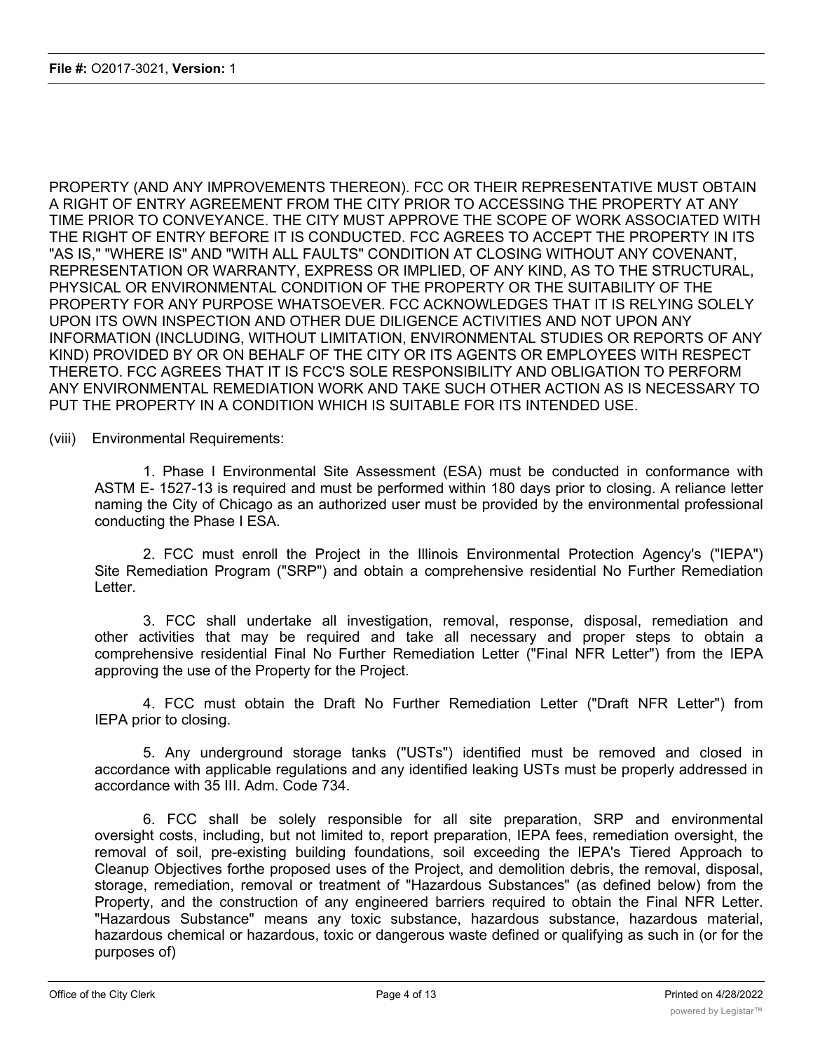PROPERTY (AND ANY IMPROVEMENTS THEREON). FCC OR THEIR REPRESENTATIVE MUST OBTAIN A RIGHT OF ENTRY AGREEMENT FROM THE CITY PRIOR TO ACCESSING THE PROPERTY AT ANY TIME PRIOR TO CONVEYANCE. THE CITY MUST APPROVE THE SCOPE OF WORK ASSOCIATED WITH THE RIGHT OF ENTRY BEFORE IT IS CONDUCTED. FCC AGREES TO ACCEPT THE PROPERTY IN ITS "AS IS," "WHERE IS" AND "WITH ALL FAULTS" CONDITION AT CLOSING WITHOUT ANY COVENANT, REPRESENTATION OR WARRANTY, EXPRESS OR IMPLIED, OF ANY KIND, AS TO THE STRUCTURAL, PHYSICAL OR ENVIRONMENTAL CONDITION OF THE PROPERTY OR THE SUITABILITY OF THE PROPERTY FOR ANY PURPOSE WHATSOEVER. FCC ACKNOWLEDGES THAT IT IS RELYING SOLELY UPON ITS OWN INSPECTION AND OTHER DUE DILIGENCE ACTIVITIES AND NOT UPON ANY INFORMATION (INCLUDING, WITHOUT LIMITATION, ENVIRONMENTAL STUDIES OR REPORTS OF ANY KIND) PROVIDED BY OR ON BEHALF OF THE CITY OR ITS AGENTS OR EMPLOYEES WITH RESPECT THERETO. FCC AGREES THAT IT IS FCC'S SOLE RESPONSIBILITY AND OBLIGATION TO PERFORM ANY ENVIRONMENTAL REMEDIATION WORK AND TAKE SUCH OTHER ACTION AS IS NECESSARY TO PUT THE PROPERTY IN A CONDITION WHICH IS SUITABLE FOR ITS INTENDED USE.

(viii) Environmental Requirements:

1. Phase I Environmental Site Assessment (ESA) must be conducted in conformance with ASTM E- 1527-13 is required and must be performed within 180 days prior to closing. A reliance letter naming the City of Chicago as an authorized user must be provided by the environmental professional conducting the Phase I ESA.

2. FCC must enroll the Project in the Illinois Environmental Protection Agency's ("IEPA") Site Remediation Program ("SRP") and obtain a comprehensive residential No Further Remediation Letter.

3. FCC shall undertake all investigation, removal, response, disposal, remediation and other activities that may be required and take all necessary and proper steps to obtain a comprehensive residential Final No Further Remediation Letter ("Final NFR Letter") from the IEPA approving the use of the Property for the Project.

4. FCC must obtain the Draft No Further Remediation Letter ("Draft NFR Letter") from IEPA prior to closing.

5. Any underground storage tanks ("USTs") identified must be removed and closed in accordance with applicable regulations and any identified leaking USTs must be properly addressed in accordance with 35 III. Adm. Code 734.

6. FCC shall be solely responsible for all site preparation, SRP and environmental oversight costs, including, but not limited to, report preparation, IEPA fees, remediation oversight, the removal of soil, pre-existing building foundations, soil exceeding the IEPA's Tiered Approach to Cleanup Objectives forthe proposed uses of the Project, and demolition debris, the removal, disposal, storage, remediation, removal or treatment of "Hazardous Substances" (as defined below) from the Property, and the construction of any engineered barriers required to obtain the Final NFR Letter. "Hazardous Substance" means any toxic substance, hazardous substance, hazardous material, hazardous chemical or hazardous, toxic or dangerous waste defined or qualifying as such in (or for the purposes of)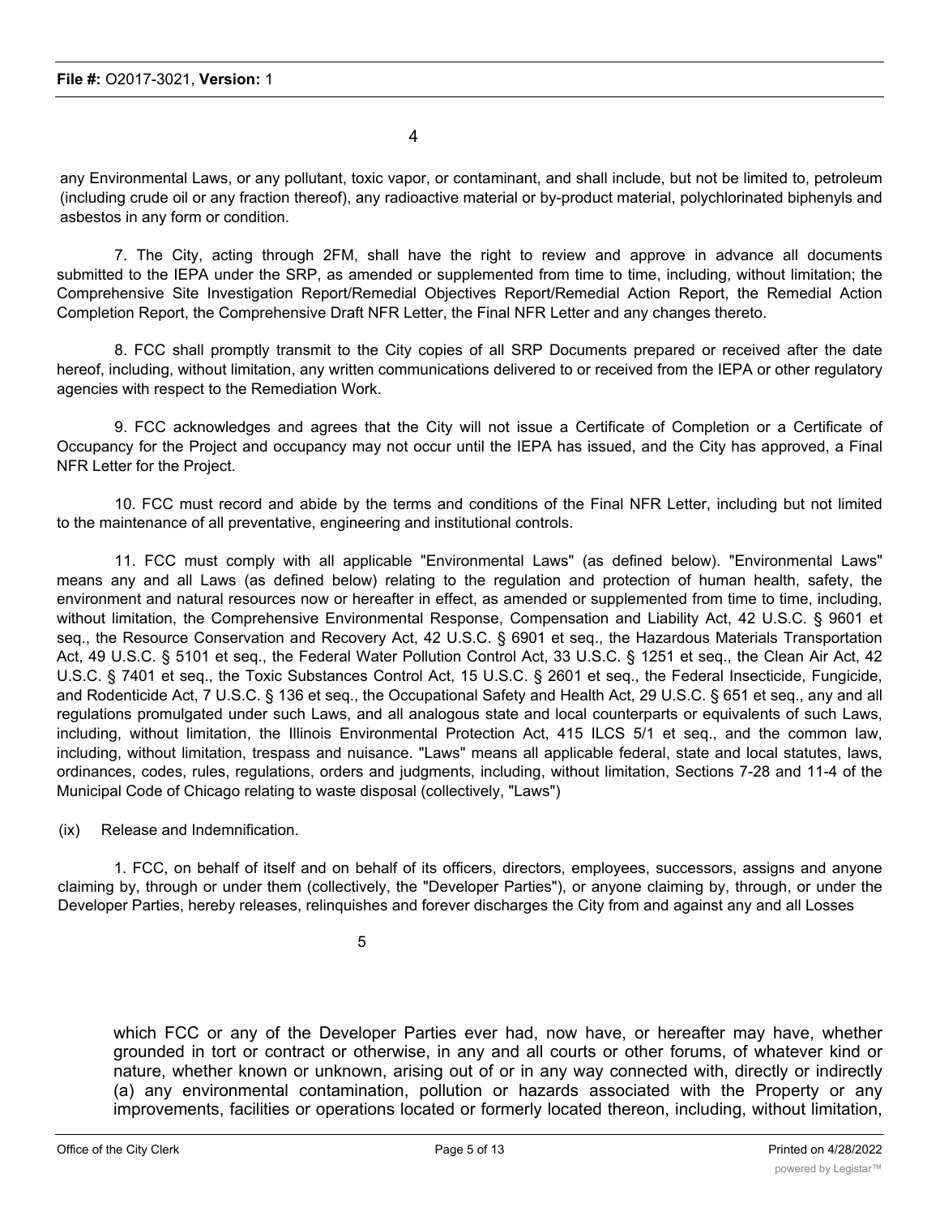any Environmental Laws, or any pollutant, toxic vapor, or contaminant, and shall include, but not be limited to, petroleum (including crude oil or any fraction thereof), any radioactive material or by-product material, polychlorinated biphenyls and asbestos in any form or condition.

7. The City, acting through 2FM, shall have the right to review and approve in advance all documents submitted to the IEPA under the SRP, as amended or supplemented from time to time, including, without limitation; the Comprehensive Site Investigation Report/Remedial Objectives Report/Remedial Action Report, the Remedial Action Completion Report, the Comprehensive Draft NFR Letter, the Final NFR Letter and any changes thereto.

8. FCC shall promptly transmit to the City copies of all SRP Documents prepared or received after the date hereof, including, without limitation, any written communications delivered to or received from the IEPA or other regulatory agencies with respect to the Remediation Work.

9. FCC acknowledges and agrees that the City will not issue a Certificate of Completion or a Certificate of Occupancy for the Project and occupancy may not occur until the IEPA has issued, and the City has approved, a Final NFR Letter for the Project.

10. FCC must record and abide by the terms and conditions of the Final NFR Letter, including but not limited to the maintenance of all preventative, engineering and institutional controls.

11. FCC must comply with all applicable "Environmental Laws" (as defined below). "Environmental Laws" means any and all Laws (as defined below) relating to the regulation and protection of human health, safety, the environment and natural resources now or hereafter in effect, as amended or supplemented from time to time, including, without limitation, the Comprehensive Environmental Response, Compensation and Liability Act, 42 U.S.C. § 9601 et seq., the Resource Conservation and Recovery Act, 42 U.S.C. § 6901 et seq., the Hazardous Materials Transportation Act, 49 U.S.C. § 5101 et seq., the Federal Water Pollution Control Act, 33 U.S.C. § 1251 et seq., the Clean Air Act, 42 U.S.C. § 7401 et seq., the Toxic Substances Control Act, 15 U.S.C. § 2601 et seq., the Federal Insecticide, Fungicide, and Rodenticide Act, 7 U.S.C. § 136 et seq., the Occupational Safety and Health Act, 29 U.S.C. § 651 et seq., any and all regulations promulgated under such Laws, and all analogous state and local counterparts or equivalents of such Laws, including, without limitation, the Illinois Environmental Protection Act, 415 ILCS 5/1 et seq., and the common law, including, without limitation, trespass and nuisance. "Laws" means all applicable federal, state and local statutes, laws, ordinances, codes, rules, regulations, orders and judgments, including, without limitation, Sections 7-28 and 11-4 of the Municipal Code of Chicago relating to waste disposal (collectively, "Laws")

(ix) Release and Indemnification.

1. FCC, on behalf of itself and on behalf of its officers, directors, employees, successors, assigns and anyone claiming by, through or under them (collectively, the "Developer Parties"), or anyone claiming by, through, or under the Developer Parties, hereby releases, relinquishes and forever discharges the City from and against any and all Losses

which FCC or any of the Developer Parties ever had, now have, or hereafter may have, whether grounded in tort or contract or otherwise, in any and all courts or other forums, of whatever kind or nature, whether known or unknown, arising out of or in any way connected with, directly or indirectly (a) any environmental contamination, pollution or hazards associated with the Property or any improvements, facilities or operations located or formerly located thereon, including, without limitation,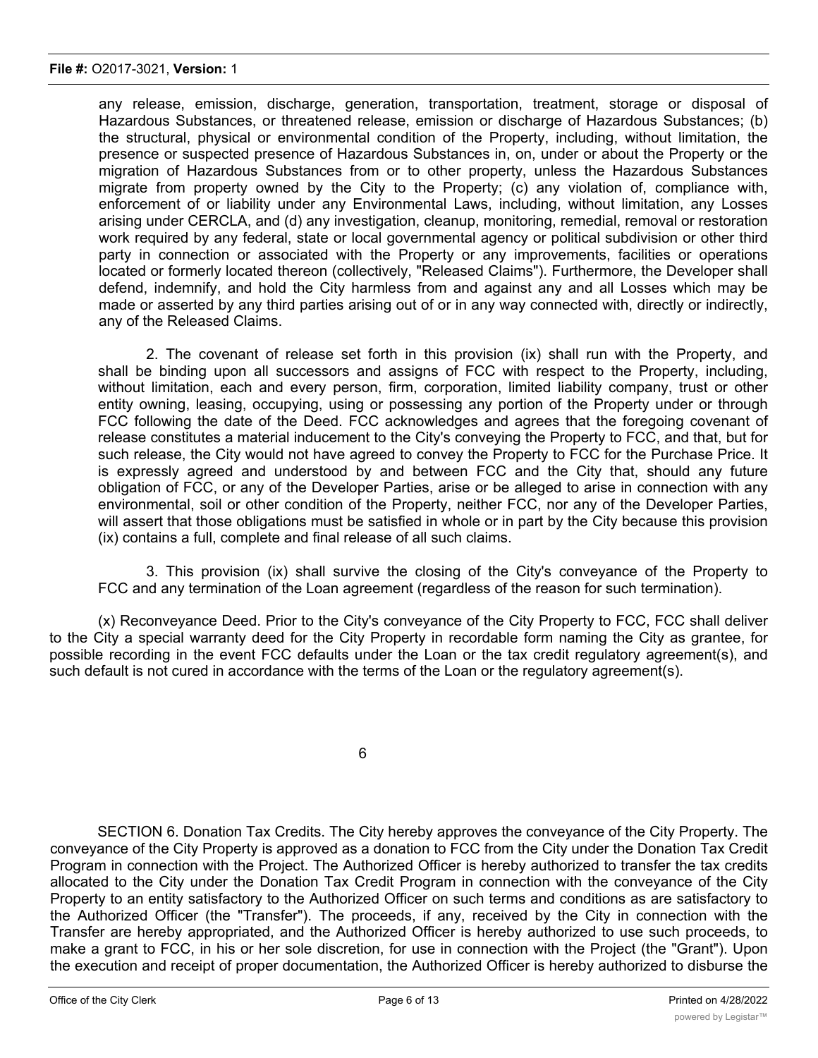any release, emission, discharge, generation, transportation, treatment, storage or disposal of Hazardous Substances, or threatened release, emission or discharge of Hazardous Substances; (b) the structural, physical or environmental condition of the Property, including, without limitation, the presence or suspected presence of Hazardous Substances in, on, under or about the Property or the migration of Hazardous Substances from or to other property, unless the Hazardous Substances migrate from property owned by the City to the Property; (c) any violation of, compliance with, enforcement of or liability under any Environmental Laws, including, without limitation, any Losses arising under CERCLA, and (d) any investigation, cleanup, monitoring, remedial, removal or restoration work required by any federal, state or local governmental agency or political subdivision or other third party in connection or associated with the Property or any improvements, facilities or operations located or formerly located thereon (collectively, "Released Claims"). Furthermore, the Developer shall defend, indemnify, and hold the City harmless from and against any and all Losses which may be made or asserted by any third parties arising out of or in any way connected with, directly or indirectly, any of the Released Claims.

2. The covenant of release set forth in this provision (ix) shall run with the Property, and shall be binding upon all successors and assigns of FCC with respect to the Property, including, without limitation, each and every person, firm, corporation, limited liability company, trust or other entity owning, leasing, occupying, using or possessing any portion of the Property under or through FCC following the date of the Deed. FCC acknowledges and agrees that the foregoing covenant of release constitutes a material inducement to the City's conveying the Property to FCC, and that, but for such release, the City would not have agreed to convey the Property to FCC for the Purchase Price. It is expressly agreed and understood by and between FCC and the City that, should any future obligation of FCC, or any of the Developer Parties, arise or be alleged to arise in connection with any environmental, soil or other condition of the Property, neither FCC, nor any of the Developer Parties, will assert that those obligations must be satisfied in whole or in part by the City because this provision (ix) contains a full, complete and final release of all such claims.

3. This provision (ix) shall survive the closing of the City's conveyance of the Property to FCC and any termination of the Loan agreement (regardless of the reason for such termination).

(x) Reconveyance Deed. Prior to the City's conveyance of the City Property to FCC, FCC shall deliver to the City a special warranty deed for the City Property in recordable form naming the City as grantee, for possible recording in the event FCC defaults under the Loan or the tax credit regulatory agreement(s), and such default is not cured in accordance with the terms of the Loan or the regulatory agreement(s).

SECTION 6. Donation Tax Credits. The City hereby approves the conveyance of the City Property. The conveyance of the City Property is approved as a donation to FCC from the City under the Donation Tax Credit Program in connection with the Project. The Authorized Officer is hereby authorized to transfer the tax credits allocated to the City under the Donation Tax Credit Program in connection with the conveyance of the City Property to an entity satisfactory to the Authorized Officer on such terms and conditions as are satisfactory to the Authorized Officer (the "Transfer"). The proceeds, if any, received by the City in connection with the Transfer are hereby appropriated, and the Authorized Officer is hereby authorized to use such proceeds, to make a grant to FCC, in his or her sole discretion, for use in connection with the Project (the "Grant"). Upon the execution and receipt of proper documentation, the Authorized Officer is hereby authorized to disburse the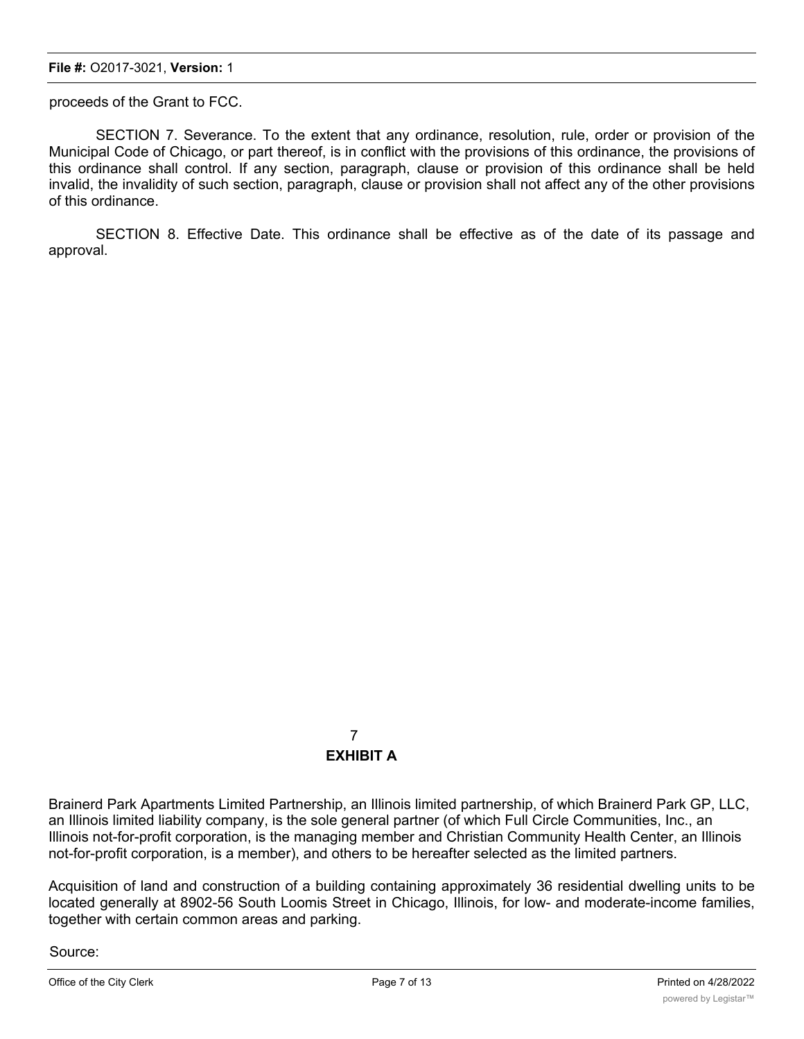proceeds of the Grant to FCC.

SECTION 7. Severance. To the extent that any ordinance, resolution, rule, order or provision of the Municipal Code of Chicago, or part thereof, is in conflict with the provisions of this ordinance, the provisions of this ordinance shall control. If any section, paragraph, clause or provision of this ordinance shall be held invalid, the invalidity of such section, paragraph, clause or provision shall not affect any of the other provisions of this ordinance.

SECTION 8. Effective Date. This ordinance shall be effective as of the date of its passage and approval.

7

**EXHIBIT A**

Brainerd Park Apartments Limited Partnership, an Illinois limited partnership, of which Brainerd Park GP, LLC, an Illinois limited liability company, is the sole general partner (of which Full Circle Communities, Inc., an Illinois not-for-profit corporation, is the managing member and Christian Community Health Center, an Illinois not-for-profit corporation, is a member), and others to be hereafter selected as the limited partners.

Acquisition of land and construction of a building containing approximately 36 residential dwelling units to be located generally at 8902-56 South Loomis Street in Chicago, Illinois, for low- and moderate-income families, together with certain common areas and parking.

Source: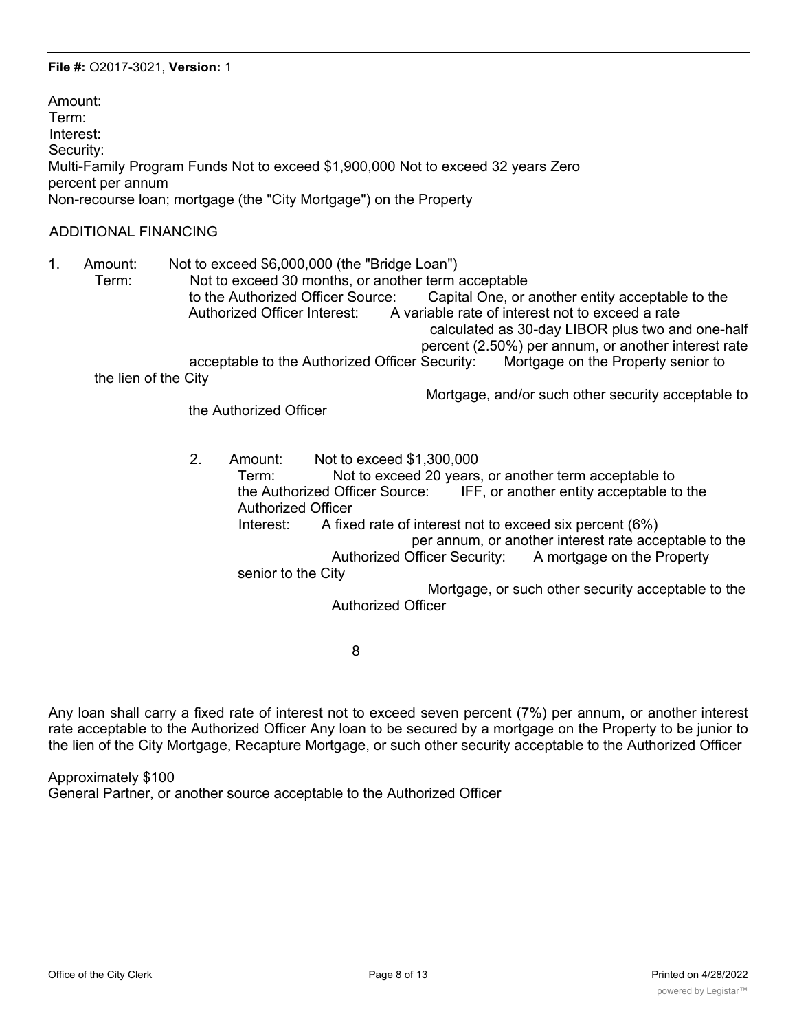Amount:
Term:
Interest:
Security:
Multi-Family Program Funds Not to exceed $1,900,000 Not to exceed 32 years Zero percent per annum
Non-recourse loan; mortgage (the "City Mortgage") on the Property

ADDITIONAL FINANCING

1. Amount: Not to exceed $6,000,000 (the "Bridge Loan")
   Term: Not to exceed 30 months, or another term acceptable to the Authorized Officer Source: Capital One, or another entity acceptable to the Authorized Officer Interest: A variable rate of interest not to exceed a rate calculated as 30-day LIBOR plus two and one-half percent (2.50%) per annum, or another interest rate acceptable to the Authorized Officer Security: Mortgage on the Property senior to the lien of the City Mortgage, and/or such other security acceptable to the Authorized Officer

2. Amount: Not to exceed $1,300,000
   Term: Not to exceed 20 years, or another term acceptable to the Authorized Officer Source: IFF, or another entity acceptable to the Authorized Officer
   Interest: A fixed rate of interest not to exceed six percent (6%) per annum, or another interest rate acceptable to the Authorized Officer Security: A mortgage on the Property senior to the City Mortgage, or such other security acceptable to the Authorized Officer

Any loan shall carry a fixed rate of interest not to exceed seven percent (7%) per annum, or another interest rate acceptable to the Authorized Officer Any loan to be secured by a mortgage on the Property to be junior to the lien of the City Mortgage, Recapture Mortgage, or such other security acceptable to the Authorized Officer

Approximately $100
General Partner, or another source acceptable to the Authorized Officer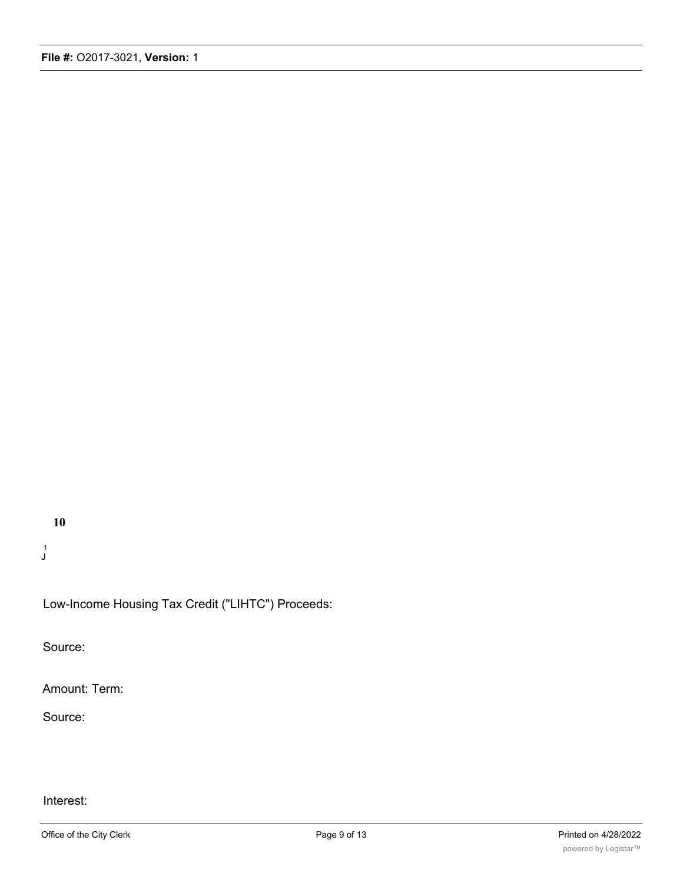**10**

1
J

Low-Income Housing Tax Credit ("LIHTC") Proceeds:

Source:

Amount: Term:

Source:

Interest: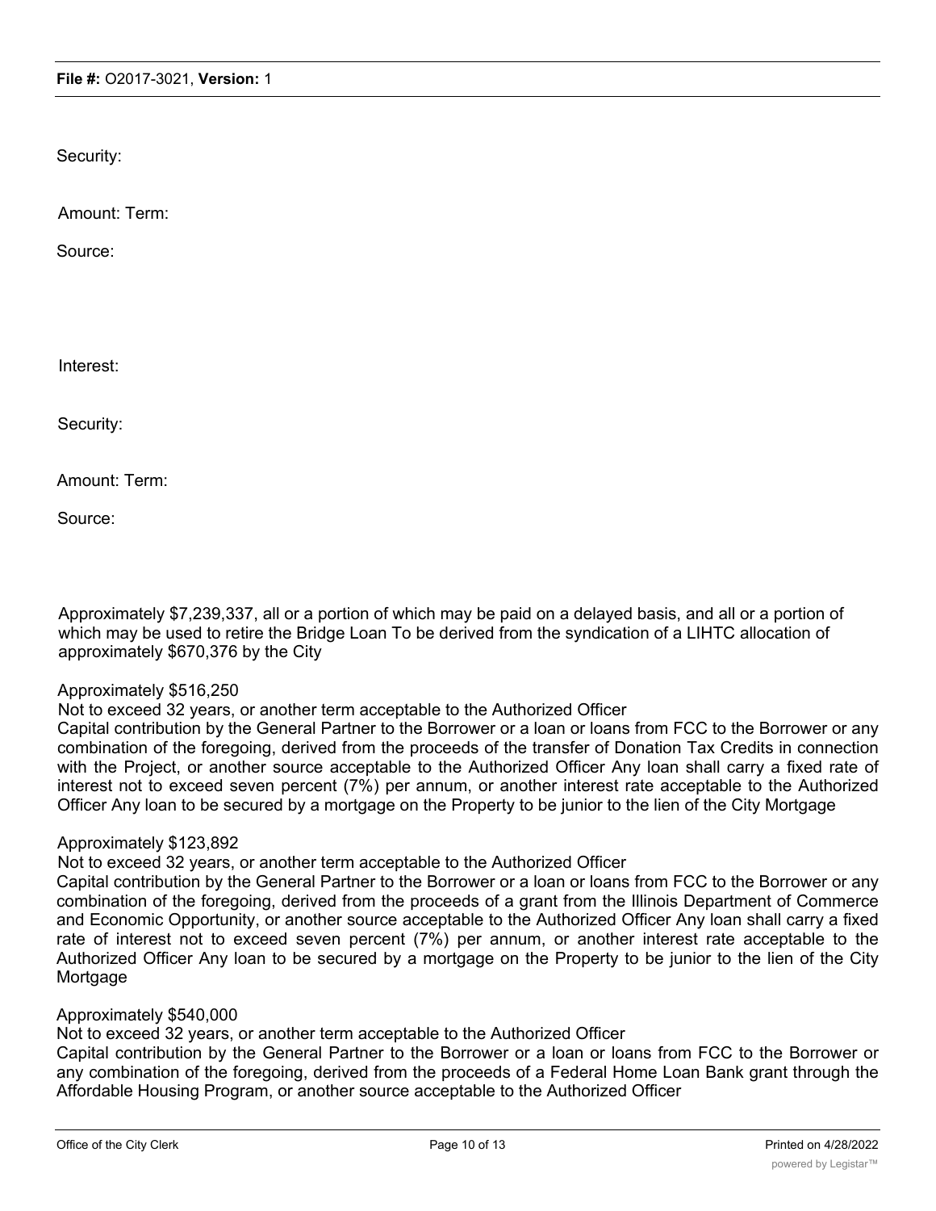Security:

Amount: Term:

Source:

Interest:

Security:

Amount: Term:

Source:

Approximately $7,239,337, all or a portion of which may be paid on a delayed basis, and all or a portion of which may be used to retire the Bridge Loan To be derived from the syndication of a LIHTC allocation of approximately $670,376 by the City

Approximately $516,250

Not to exceed 32 years, or another term acceptable to the Authorized Officer

Capital contribution by the General Partner to the Borrower or a loan or loans from FCC to the Borrower or any combination of the foregoing, derived from the proceeds of the transfer of Donation Tax Credits in connection with the Project, or another source acceptable to the Authorized Officer Any loan shall carry a fixed rate of interest not to exceed seven percent (7%) per annum, or another interest rate acceptable to the Authorized Officer Any loan to be secured by a mortgage on the Property to be junior to the lien of the City Mortgage

Approximately $123,892

Not to exceed 32 years, or another term acceptable to the Authorized Officer

Capital contribution by the General Partner to the Borrower or a loan or loans from FCC to the Borrower or any combination of the foregoing, derived from the proceeds of a grant from the Illinois Department of Commerce and Economic Opportunity, or another source acceptable to the Authorized Officer Any loan shall carry a fixed rate of interest not to exceed seven percent (7%) per annum, or another interest rate acceptable to the Authorized Officer Any loan to be secured by a mortgage on the Property to be junior to the lien of the City Mortgage

Approximately $540,000

Not to exceed 32 years, or another term acceptable to the Authorized Officer

Capital contribution by the General Partner to the Borrower or a loan or loans from FCC to the Borrower or any combination of the foregoing, derived from the proceeds of a Federal Home Loan Bank grant through the Affordable Housing Program, or another source acceptable to the Authorized Officer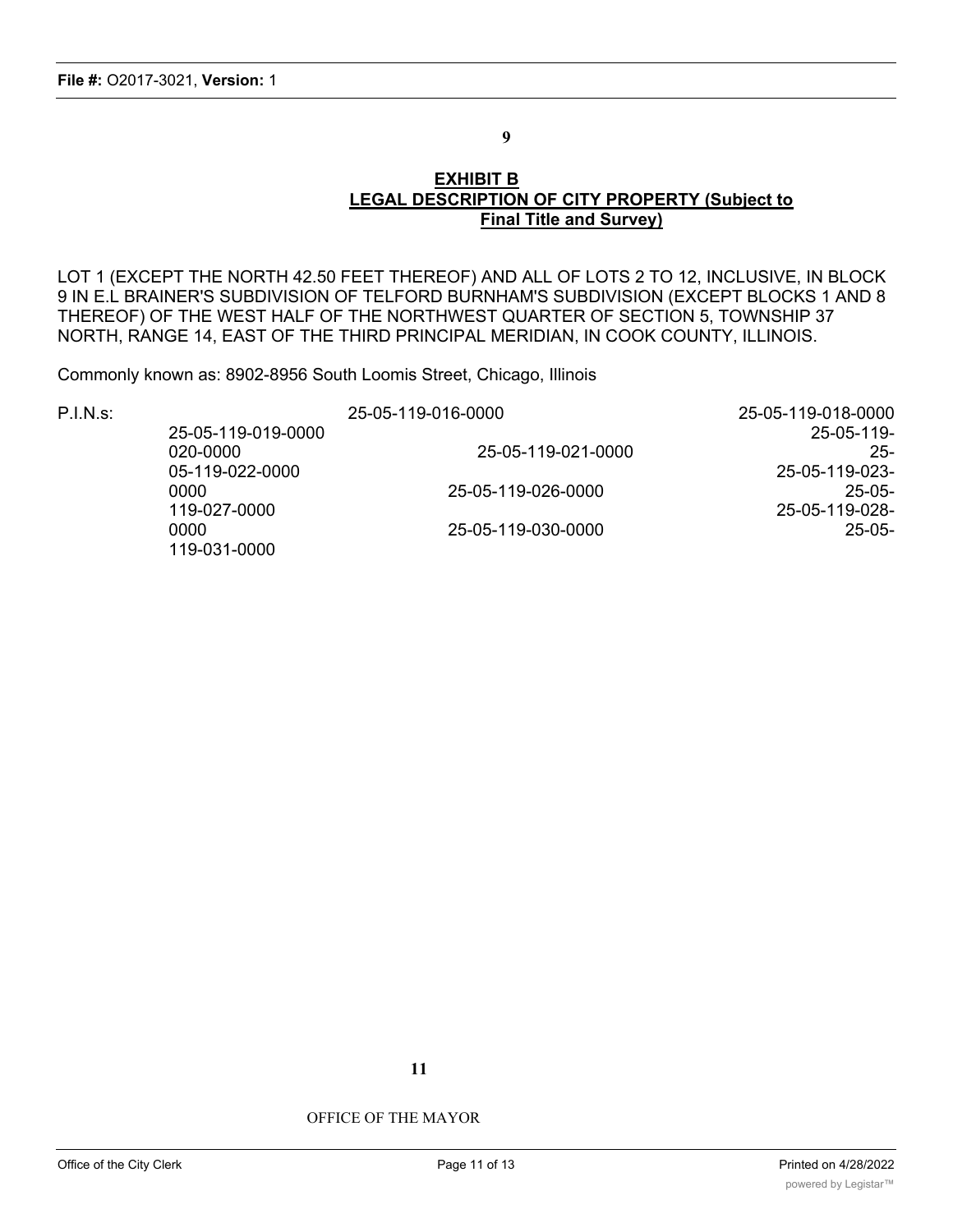## EXHIBIT B
### LEGAL DESCRIPTION OF CITY PROPERTY (Subject to Final Title and Survey)

LOT 1 (EXCEPT THE NORTH 42.50 FEET THEREOF) AND ALL OF LOTS 2 TO 12, INCLUSIVE, IN BLOCK 9 IN E.L BRAINER'S SUBDIVISION OF TELFORD BURNHAM'S SUBDIVISION (EXCEPT BLOCKS 1 AND 8 THEREOF) OF THE WEST HALF OF THE NORTHWEST QUARTER OF SECTION 5, TOWNSHIP 37 NORTH, RANGE 14, EAST OF THE THIRD PRINCIPAL MERIDIAN, IN COOK COUNTY, ILLINOIS.

Commonly known as: 8902-8956 South Loomis Street, Chicago, Illinois

P.I.N.s:

25-05-119-016-0000
25-05-119-018-0000
25-05-119-019-0000
25-05-119-020-0000
25-05-119-021-0000
25-05-119-022-0000
25-05-119-023-0000
25-05-119-026-0000
25-05-119-027-0000
25-05-119-028-0000
25-05-119-030-0000
25-05-119-031-0000

OFFICE OF THE MAYOR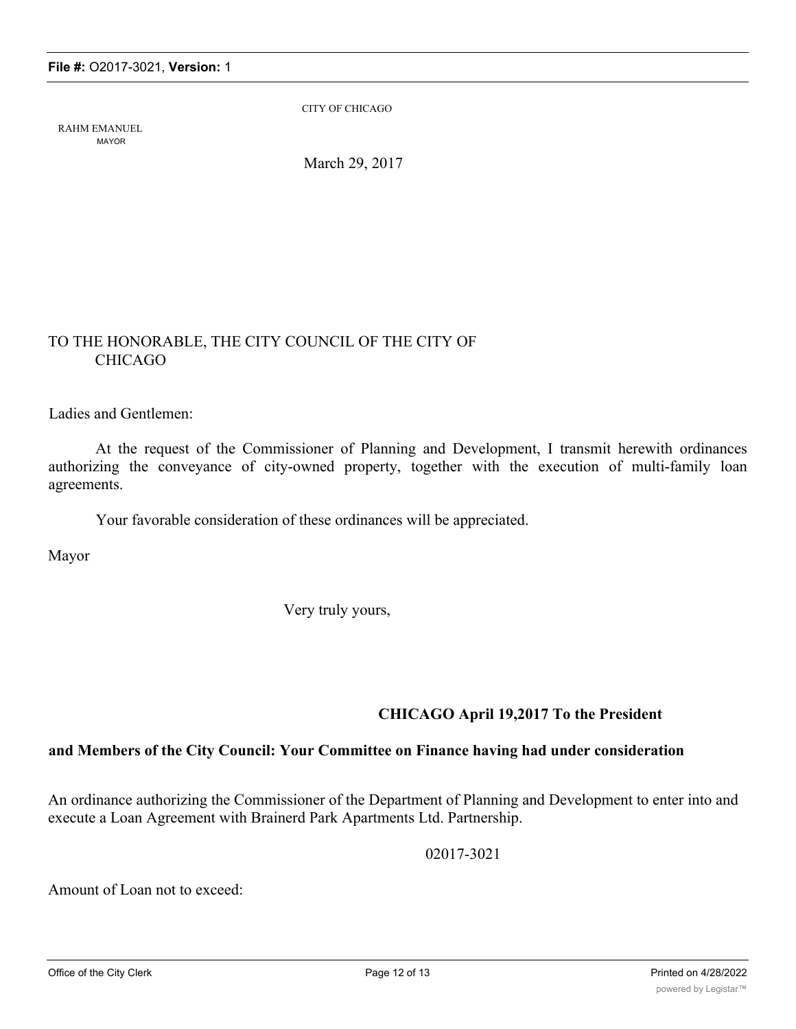CITY OF CHICAGO

RAHM EMANUEL
MAYOR

March 29, 2017

TO THE HONORABLE, THE CITY COUNCIL OF THE CITY OF CHICAGO

Ladies and Gentlemen:

At the request of the Commissioner of Planning and Development, I transmit herewith ordinances authorizing the conveyance of city-owned property, together with the execution of multi-family loan agreements.

Your favorable consideration of these ordinances will be appreciated.

Mayor

Very truly yours,

**CHICAGO April 19,2017 To the President and Members of the City Council: Your Committee on Finance having had under consideration**

An ordinance authorizing the Commissioner of the Department of Planning and Development to enter into and execute a Loan Agreement with Brainerd Park Apartments Ltd. Partnership.

02017-3021

Amount of Loan not to exceed: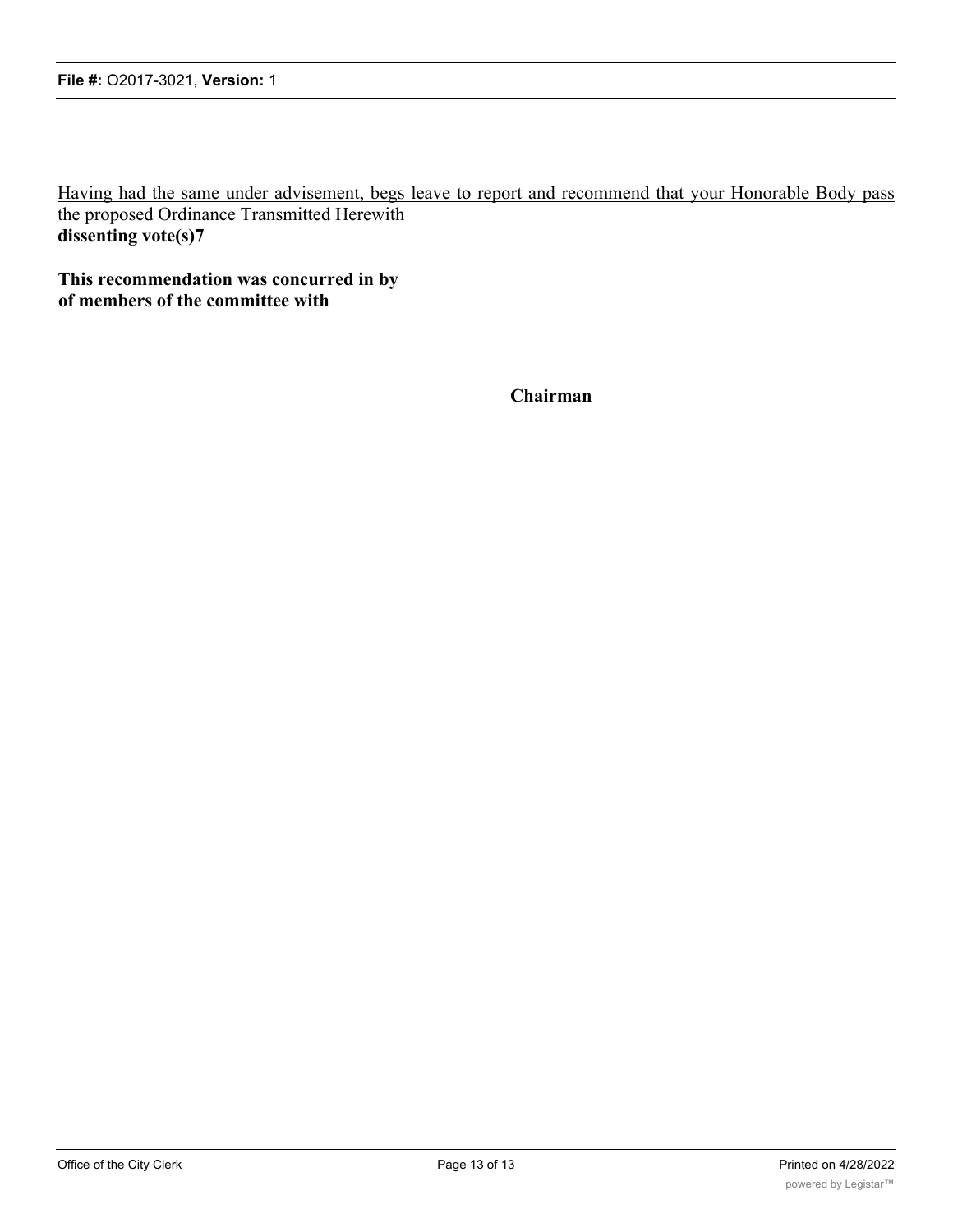Having had the same under advisement, begs leave to report and recommend that your Honorable Body pass the proposed Ordinance Transmitted Herewith

**dissenting vote(s)7**

**This recommendation was concurred in by**
**of members of the committee with**

**Chairman**